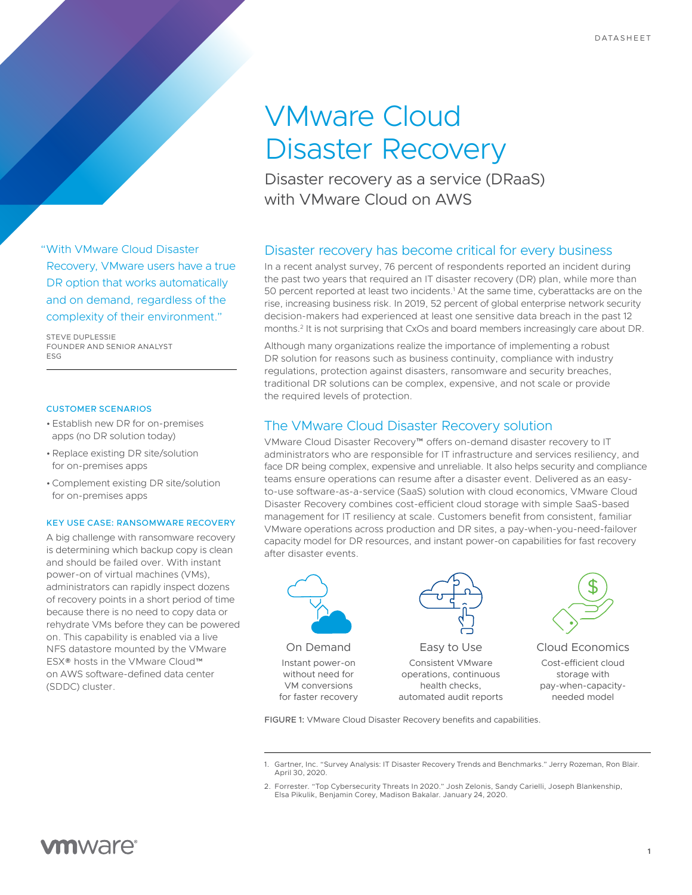# VMware Cloud Disaster Recovery

Disaster recovery as a service (DRaaS) with VMware Cloud on AWS

"With VMware Cloud Disaster Recovery, VMware users have a true DR option that works automatically and on demand, regardless of the complexity of their environment."

STEVE DUPLESSIE
FOUNDER AND SENIOR ANALYST
ESG

### CUSTOMER SCENARIOS

- Establish new DR for on-premises apps (no DR solution today)
- Replace existing DR site/solution for on-premises apps
- Complement existing DR site/solution for on-premises apps

### KEY USE CASE: RANSOMWARE RECOVERY

A big challenge with ransomware recovery is determining which backup copy is clean and should be failed over. With instant power-on of virtual machines (VMs), administrators can rapidly inspect dozens of recovery points in a short period of time because there is no need to copy data or rehydrate VMs before they can be powered on. This capability is enabled via a live NFS datastore mounted by the VMware ESX® hosts in the VMware Cloud™ on AWS software-defined data center (SDDC) cluster.

## Disaster recovery has become critical for every business

In a recent analyst survey, 76 percent of respondents reported an incident during the past two years that required an IT disaster recovery (DR) plan, while more than 50 percent reported at least two incidents.[1] At the same time, cyberattacks are on the rise, increasing business risk. In 2019, 52 percent of global enterprise network security decision-makers had experienced at least one sensitive data breach in the past 12 months.[2] It is not surprising that CxOs and board members increasingly care about DR.

Although many organizations realize the importance of implementing a robust DR solution for reasons such as business continuity, compliance with industry regulations, protection against disasters, ransomware and security breaches, traditional DR solutions can be complex, expensive, and not scale or provide the required levels of protection.

## The VMware Cloud Disaster Recovery solution

VMware Cloud Disaster Recovery™ offers on-demand disaster recovery to IT administrators who are responsible for IT infrastructure and services resiliency, and face DR being complex, expensive and unreliable. It also helps security and compliance teams ensure operations can resume after a disaster event. Delivered as an easy-to-use software-as-a-service (SaaS) solution with cloud economics, VMware Cloud Disaster Recovery combines cost-efficient cloud storage with simple SaaS-based management for IT resiliency at scale. Customers benefit from consistent, familiar VMware operations across production and DR sites, a pay-when-you-need-failover capacity model for DR resources, and instant power-on capabilities for fast recovery after disaster events.

**On Demand**
Instant power-on without need for VM conversions for faster recovery

**Easy to Use**
Consistent VMware operations, continuous health checks, automated audit reports

**Cloud Economics**
Cost-efficient cloud storage with pay-when-capacity-needed model

FIGURE 1: VMware Cloud Disaster Recovery benefits and capabilities.

1. Gartner, Inc. "Survey Analysis: IT Disaster Recovery Trends and Benchmarks." Jerry Rozeman, Ron Blair. April 30, 2020.
2. Forrester. "Top Cybersecurity Threats In 2020." Josh Zelonis, Sandy Carielli, Joseph Blankenship, Elsa Pikulik, Benjamin Corey, Madison Bakalar. January 24, 2020.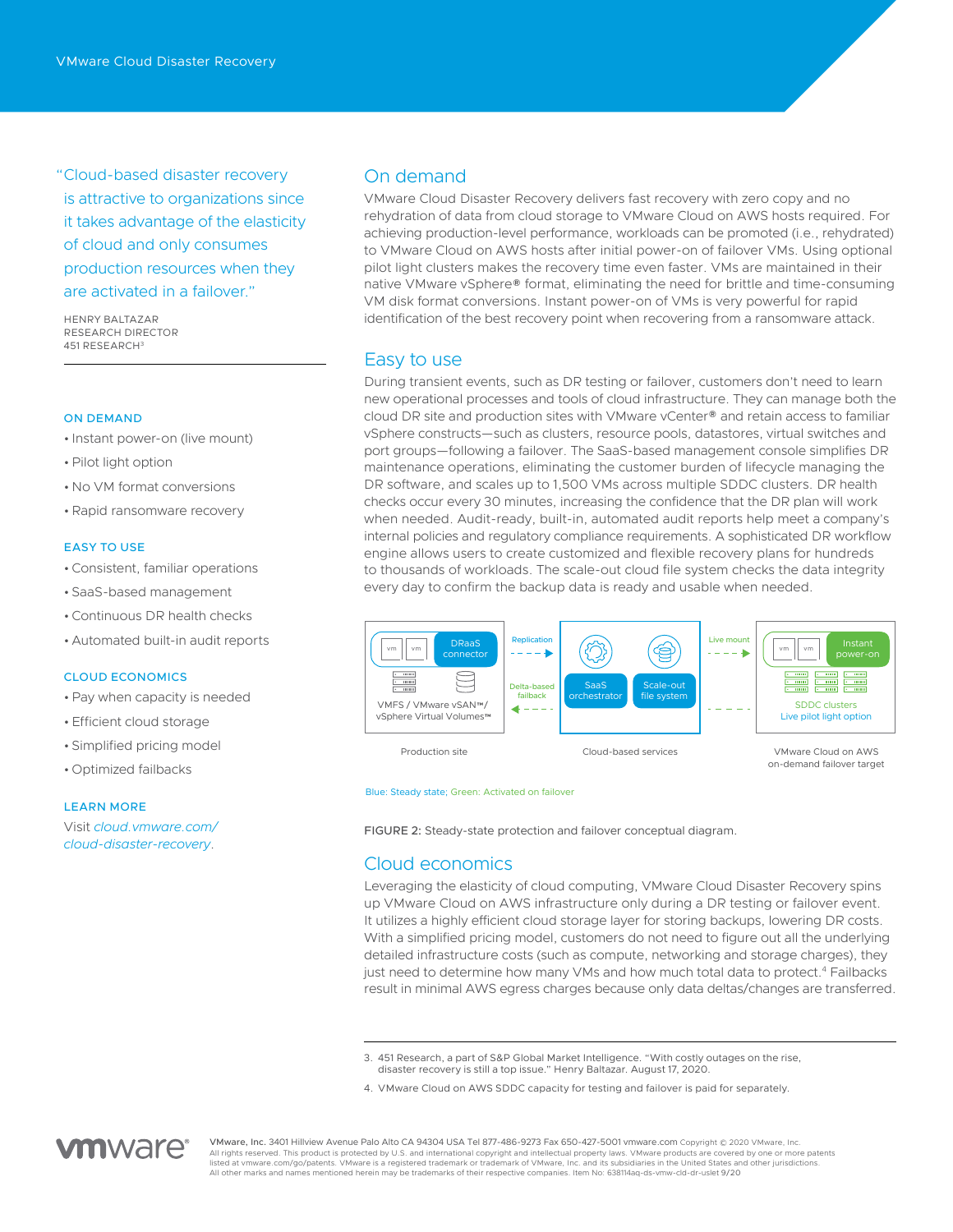"Cloud-based disaster recovery is attractive to organizations since it takes advantage of the elasticity of cloud and only consumes production resources when they are activated in a failover."

HENRY BALTAZAR
RESEARCH DIRECTOR
451 RESEARCH[3]

**ON DEMAND**

- Instant power-on (live mount)
- Pilot light option
- No VM format conversions
- Rapid ransomware recovery

**EASY TO USE**

- Consistent, familiar operations
- SaaS-based management
- Continuous DR health checks
- Automated built-in audit reports

**CLOUD ECONOMICS**

- Pay when capacity is needed
- Efficient cloud storage
- Simplified pricing model
- Optimized failbacks

**LEARN MORE**

Visit *cloud.vmware.com/cloud-disaster-recovery*.

## On demand

VMware Cloud Disaster Recovery delivers fast recovery with zero copy and no rehydration of data from cloud storage to VMware Cloud on AWS hosts required. For achieving production-level performance, workloads can be promoted (i.e., rehydrated) to VMware Cloud on AWS hosts after initial power-on of failover VMs. Using optional pilot light clusters makes the recovery time even faster. VMs are maintained in their native VMware vSphere® format, eliminating the need for brittle and time-consuming VM disk format conversions. Instant power-on of VMs is very powerful for rapid identification of the best recovery point when recovering from a ransomware attack.

## Easy to use

During transient events, such as DR testing or failover, customers don't need to learn new operational processes and tools of cloud infrastructure. They can manage both the cloud DR site and production sites with VMware vCenter® and retain access to familiar vSphere constructs—such as clusters, resource pools, datastores, virtual switches and port groups—following a failover. The SaaS-based management console simplifies DR maintenance operations, eliminating the customer burden of lifecycle managing the DR software, and scales up to 1,500 VMs across multiple SDDC clusters. DR health checks occur every 30 minutes, increasing the confidence that the DR plan will work when needed. Audit-ready, built-in, automated audit reports help meet a company's internal policies and regulatory compliance requirements. A sophisticated DR workflow engine allows users to create customized and flexible recovery plans for hundreds to thousands of workloads. The scale-out cloud file system checks the data integrity every day to confirm the backup data is ready and usable when needed.

vm vm DRaaS connector
VMFS / VMware vSAN™/ vSphere Virtual Volumes™
Replication
Delta-based failback
SaaS orchestrator
Scale-out file system
Live mount
vm vm Instant power-on
SDDC clusters
Live pilot light option
Production site
Cloud-based services
VMware Cloud on AWS on-demand failover target

Blue: Steady state; Green: Activated on failover

FIGURE 2: Steady-state protection and failover conceptual diagram.

## Cloud economics

Leveraging the elasticity of cloud computing, VMware Cloud Disaster Recovery spins up VMware Cloud on AWS infrastructure only during a DR testing or failover event. It utilizes a highly efficient cloud storage layer for storing backups, lowering DR costs. With a simplified pricing model, customers do not need to figure out all the underlying detailed infrastructure costs (such as compute, networking and storage charges), they just need to determine how many VMs and how much total data to protect.[4] Failbacks result in minimal AWS egress charges because only data deltas/changes are transferred.

---

3. 451 Research, a part of S&P Global Market Intelligence. "With costly outages on the rise, disaster recovery is still a top issue." Henry Baltazar. August 17, 2020.
4. VMware Cloud on AWS SDDC capacity for testing and failover is paid for separately.

VMware, Inc. 3401 Hillview Avenue Palo Alto CA 94304 USA Tel 877-486-9273 Fax 650-427-5001 vmware.com Copyright © 2020 VMware, Inc. All rights reserved. This product is protected by U.S. and international copyright and intellectual property laws. VMware products are covered by one or more patents listed at vmware.com/go/patents. VMware is a registered trademark or trademark of VMware, Inc. and its subsidiaries in the United States and other jurisdictions. All other marks and names mentioned herein may be trademarks of their respective companies. Item No: 638114aq-ds-vmw-cld-dr-uslet 9/20